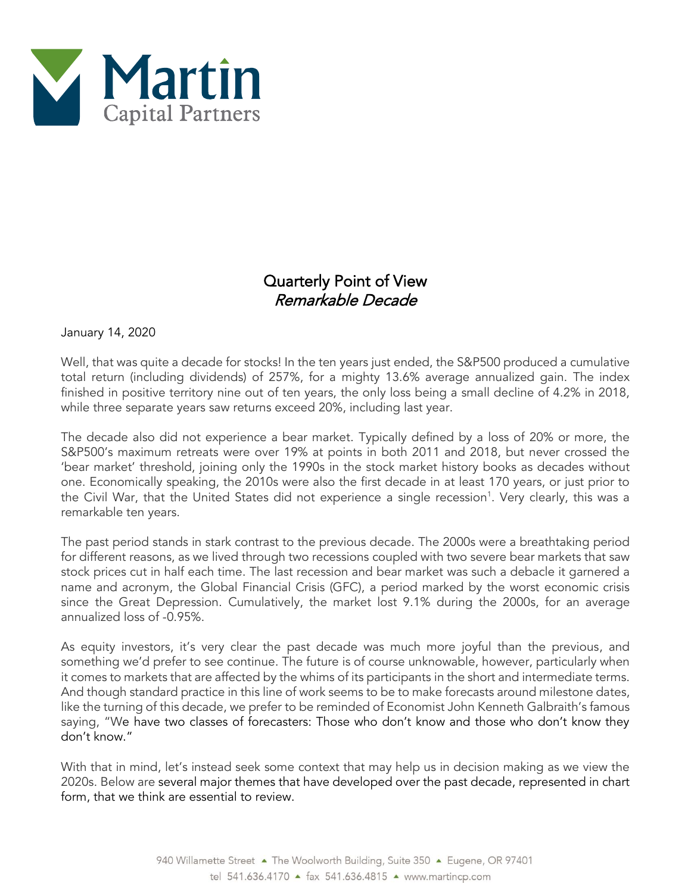Martin Capital Partners

# Quarterly Point of View
## *Remarkable Decade*

January 14, 2020

Well, that was quite a decade for stocks! In the ten years just ended, the S&P500 produced a cumulative total return (including dividends) of 257%, for a mighty 13.6% average annualized gain. The index finished in positive territory nine out of ten years, the only loss being a small decline of 4.2% in 2018, while three separate years saw returns exceed 20%, including last year.

The decade also did not experience a bear market. Typically defined by a loss of 20% or more, the S&P500's maximum retreats were over 19% at points in both 2011 and 2018, but never crossed the 'bear market' threshold, joining only the 1990s in the stock market history books as decades without one. Economically speaking, the 2010s were also the first decade in at least 170 years, or just prior to the Civil War, that the United States did not experience a single recession[1]. Very clearly, this was a remarkable ten years.

The past period stands in stark contrast to the previous decade. The 2000s were a breathtaking period for different reasons, as we lived through two recessions coupled with two severe bear markets that saw stock prices cut in half each time. The last recession and bear market was such a debacle it garnered a name and acronym, the Global Financial Crisis (GFC), a period marked by the worst economic crisis since the Great Depression. Cumulatively, the market lost 9.1% during the 2000s, for an average annualized loss of -0.95%.

As equity investors, it's very clear the past decade was much more joyful than the previous, and something we'd prefer to see continue. The future is of course unknowable, however, particularly when it comes to markets that are affected by the whims of its participants in the short and intermediate terms. And though standard practice in this line of work seems to be to make forecasts around milestone dates, like the turning of this decade, we prefer to be reminded of Economist John Kenneth Galbraith's famous saying, "We have two classes of forecasters: Those who don't know and those who don't know they don't know."

With that in mind, let's instead seek some context that may help us in decision making as we view the 2020s. Below are several major themes that have developed over the past decade, represented in chart form, that we think are essential to review.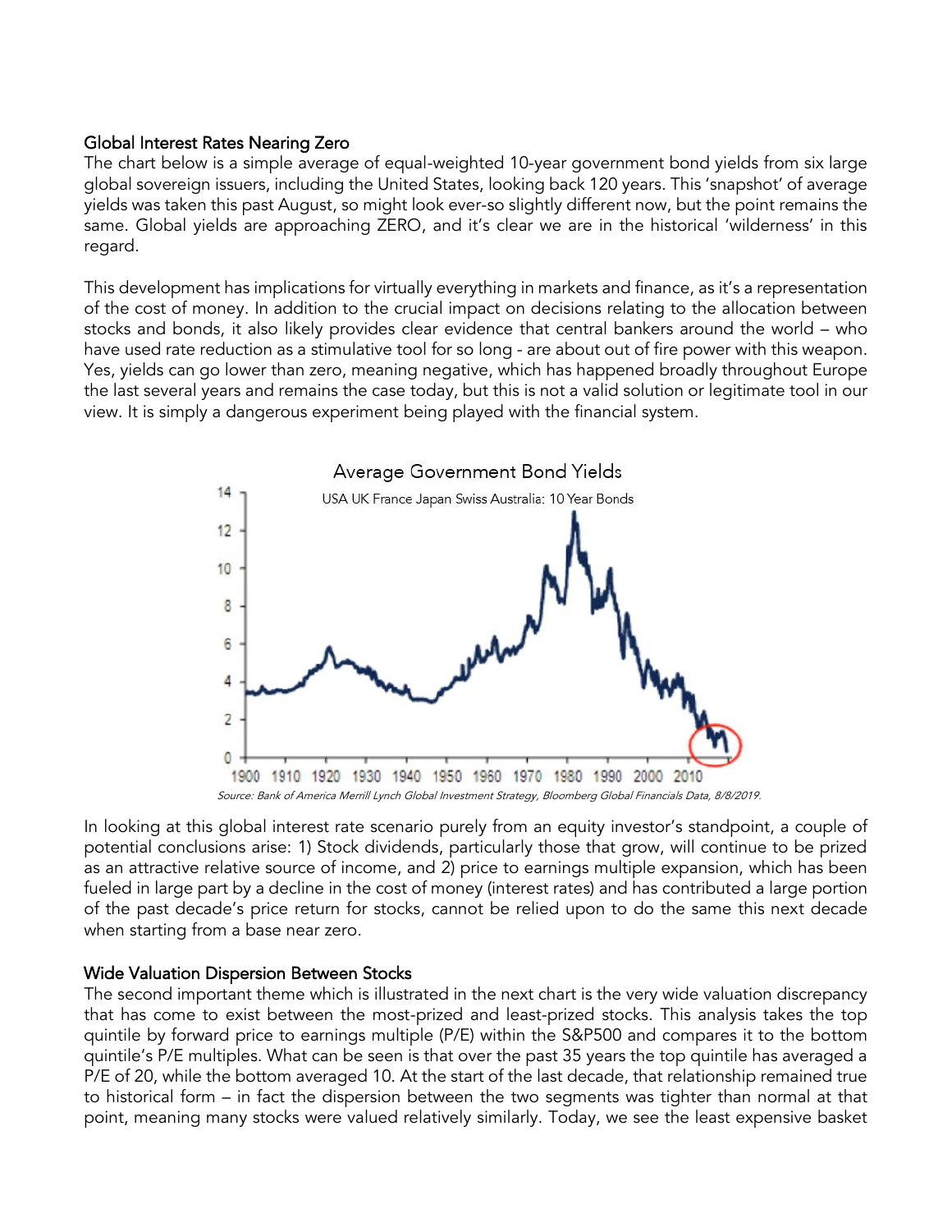### Global Interest Rates Nearing Zero

The chart below is a simple average of equal-weighted 10-year government bond yields from six large global sovereign issuers, including the United States, looking back 120 years. This 'snapshot' of average yields was taken this past August, so might look ever-so slightly different now, but the point remains the same. Global yields are approaching ZERO, and it's clear we are in the historical 'wilderness' in this regard.

This development has implications for virtually everything in markets and finance, as it's a representation of the cost of money. In addition to the crucial impact on decisions relating to the allocation between stocks and bonds, it also likely provides clear evidence that central bankers around the world – who have used rate reduction as a stimulative tool for so long - are about out of fire power with this weapon. Yes, yields can go lower than zero, meaning negative, which has happened broadly throughout Europe the last several years and remains the case today, but this is not a valid solution or legitimate tool in our view. It is simply a dangerous experiment being played with the financial system.

Average Government Bond Yields

USA UK France Japan Swiss Australia: 10 Year Bonds

*Source: Bank of America Merrill Lynch Global Investment Strategy, Bloomberg Global Financials Data, 8/8/2019.*

In looking at this global interest rate scenario purely from an equity investor's standpoint, a couple of potential conclusions arise: 1) Stock dividends, particularly those that grow, will continue to be prized as an attractive relative source of income, and 2) price to earnings multiple expansion, which has been fueled in large part by a decline in the cost of money (interest rates) and has contributed a large portion of the past decade's price return for stocks, cannot be relied upon to do the same this next decade when starting from a base near zero.

### Wide Valuation Dispersion Between Stocks

The second important theme which is illustrated in the next chart is the very wide valuation discrepancy that has come to exist between the most-prized and least-prized stocks. This analysis takes the top quintile by forward price to earnings multiple (P/E) within the S&P500 and compares it to the bottom quintile's P/E multiples. What can be seen is that over the past 35 years the top quintile has averaged a P/E of 20, while the bottom averaged 10. At the start of the last decade, that relationship remained true to historical form – in fact the dispersion between the two segments was tighter than normal at that point, meaning many stocks were valued relatively similarly. Today, we see the least expensive basket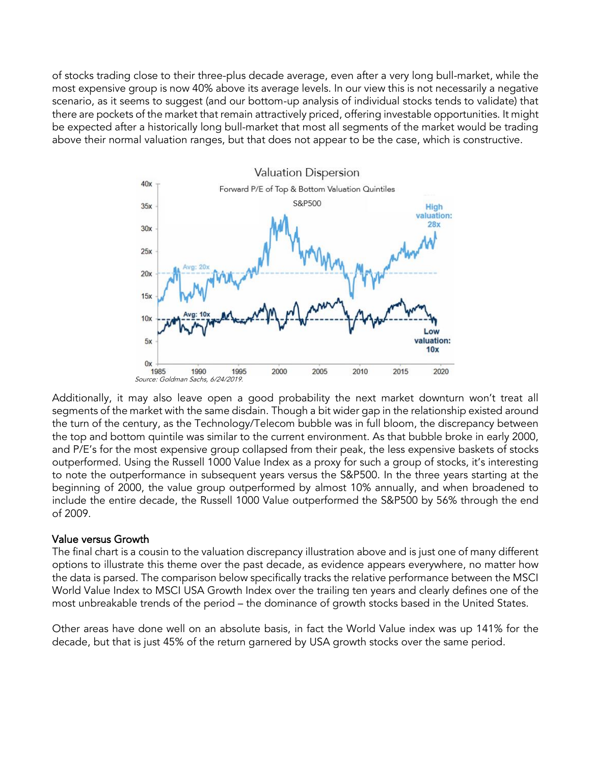of stocks trading close to their three-plus decade average, even after a very long bull-market, while the most expensive group is now 40% above its average levels. In our view this is not necessarily a negative scenario, as it seems to suggest (and our bottom-up analysis of individual stocks tends to validate) that there are pockets of the market that remain attractively priced, offering investable opportunities. It might be expected after a historically long bull-market that most all segments of the market would be trading above their normal valuation ranges, but that does not appear to be the case, which is constructive.

Valuation Dispersion

Forward P/E of Top & Bottom Valuation Quintiles

S&P500

*Source: Goldman Sachs, 6/24/2019.*

Additionally, it may also leave open a good probability the next market downturn won't treat all segments of the market with the same disdain. Though a bit wider gap in the relationship existed around the turn of the century, as the Technology/Telecom bubble was in full bloom, the discrepancy between the top and bottom quintile was similar to the current environment. As that bubble broke in early 2000, and P/E's for the most expensive group collapsed from their peak, the less expensive baskets of stocks outperformed. Using the Russell 1000 Value Index as a proxy for such a group of stocks, it's interesting to note the outperformance in subsequent years versus the S&P500. In the three years starting at the beginning of 2000, the value group outperformed by almost 10% annually, and when broadened to include the entire decade, the Russell 1000 Value outperformed the S&P500 by 56% through the end of 2009.

## Value versus Growth

The final chart is a cousin to the valuation discrepancy illustration above and is just one of many different options to illustrate this theme over the past decade, as evidence appears everywhere, no matter how the data is parsed. The comparison below specifically tracks the relative performance between the MSCI World Value Index to MSCI USA Growth Index over the trailing ten years and clearly defines one of the most unbreakable trends of the period – the dominance of growth stocks based in the United States.

Other areas have done well on an absolute basis, in fact the World Value index was up 141% for the decade, but that is just 45% of the return garnered by USA growth stocks over the same period.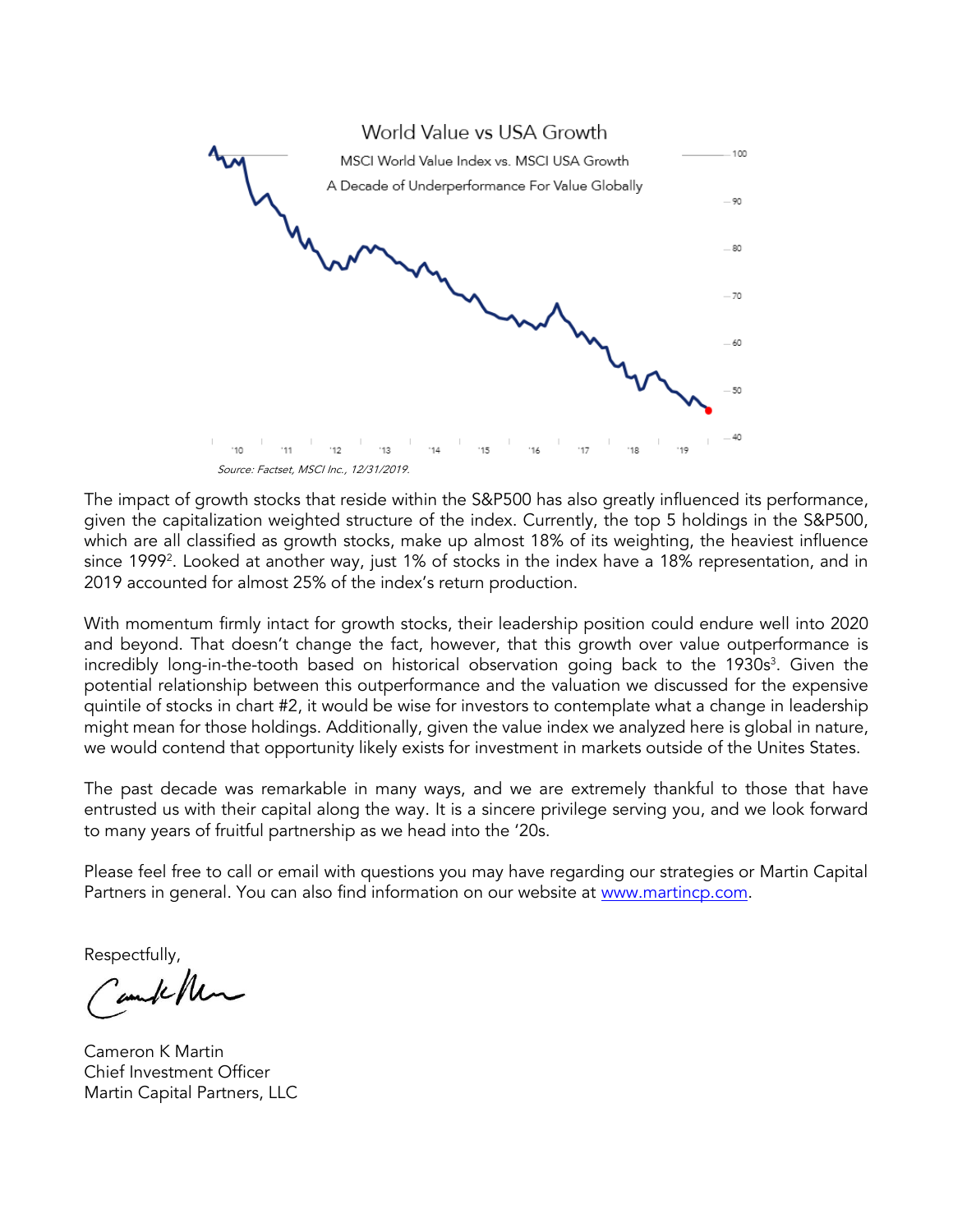World Value vs USA Growth

MSCI World Value Index vs. MSCI USA Growth

A Decade of Underperformance For Value Globally

*Source: Factset, MSCI Inc., 12/31/2019.*

The impact of growth stocks that reside within the S&P500 has also greatly influenced its performance, given the capitalization weighted structure of the index. Currently, the top 5 holdings in the S&P500, which are all classified as growth stocks, make up almost 18% of its weighting, the heaviest influence since 1999[2]. Looked at another way, just 1% of stocks in the index have a 18% representation, and in 2019 accounted for almost 25% of the index's return production.

With momentum firmly intact for growth stocks, their leadership position could endure well into 2020 and beyond. That doesn't change the fact, however, that this growth over value outperformance is incredibly long-in-the-tooth based on historical observation going back to the 1930s[3]. Given the potential relationship between this outperformance and the valuation we discussed for the expensive quintile of stocks in chart #2, it would be wise for investors to contemplate what a change in leadership might mean for those holdings. Additionally, given the value index we analyzed here is global in nature, we would contend that opportunity likely exists for investment in markets outside of the Unites States.

The past decade was remarkable in many ways, and we are extremely thankful to those that have entrusted us with their capital along the way. It is a sincere privilege serving you, and we look forward to many years of fruitful partnership as we head into the '20s.

Please feel free to call or email with questions you may have regarding our strategies or Martin Capital Partners in general. You can also find information on our website at [www.martincp.com](http://www.martincp.com).

Respectfully,

Cameron K Martin
Chief Investment Officer
Martin Capital Partners, LLC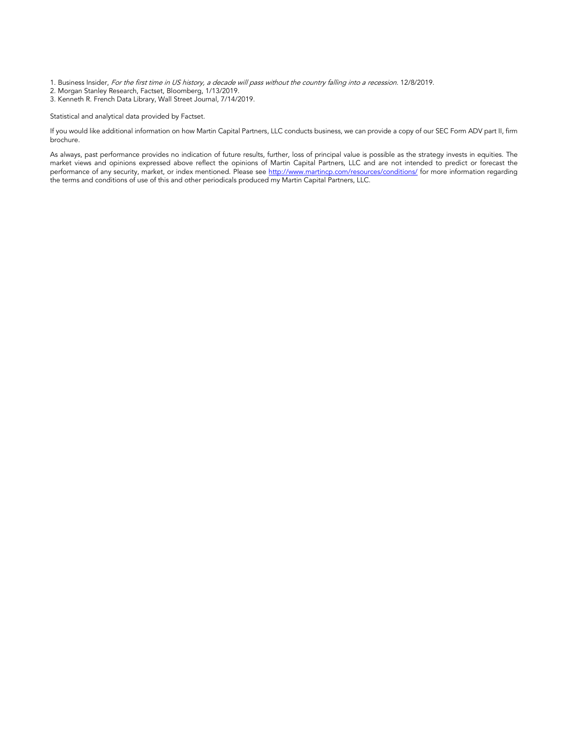1. Business Insider, *For the first time in US history, a decade will pass without the country falling into a recession*. 12/8/2019.
2. Morgan Stanley Research, Factset, Bloomberg, 1/13/2019.
3. Kenneth R. French Data Library, Wall Street Journal, 7/14/2019.

Statistical and analytical data provided by Factset.

If you would like additional information on how Martin Capital Partners, LLC conducts business, we can provide a copy of our SEC Form ADV part II, firm brochure.

As always, past performance provides no indication of future results, further, loss of principal value is possible as the strategy invests in equities. The market views and opinions expressed above reflect the opinions of Martin Capital Partners, LLC and are not intended to predict or forecast the performance of any security, market, or index mentioned. Please see [http://www.martincp.com/resources/conditions/](http://www.martincp.com/resources/conditions/) for more information regarding the terms and conditions of use of this and other periodicals produced my Martin Capital Partners, LLC.